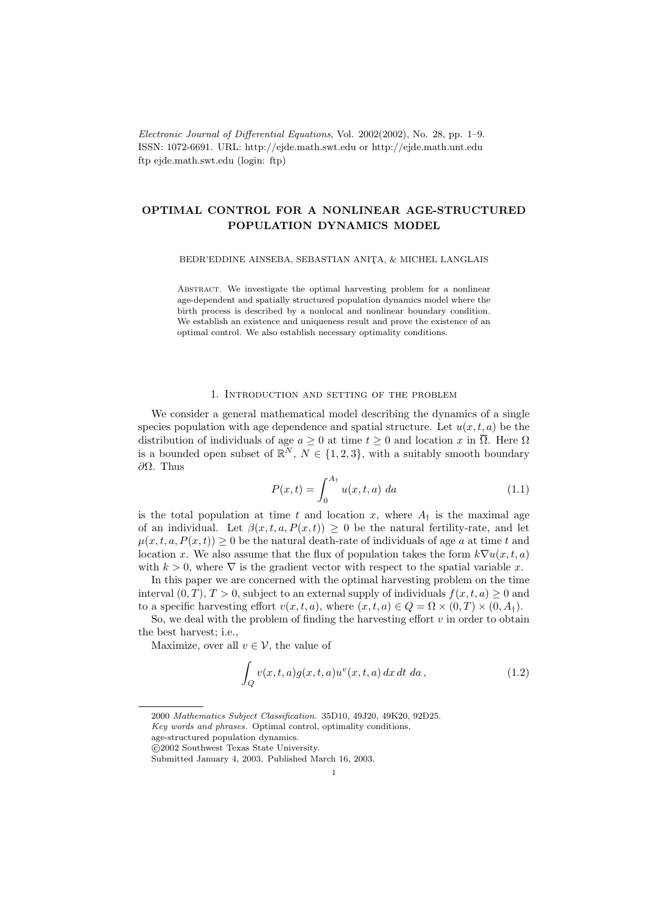Electronic Journal of Differential Equations, Vol. 2002(2002), No. 28, pp. 1–9.
ISSN: 1072-6691. URL: http://ejde.math.swt.edu or http://ejde.math.unt.edu
ftp ejde.math.swt.edu (login: ftp)

# OPTIMAL CONTROL FOR A NONLINEAR AGE-STRUCTURED POPULATION DYNAMICS MODEL

BEDR'EDDINE AINSEBA, SEBASTIAN ANIŢA, & MICHEL LANGLAIS

Abstract. We investigate the optimal harvesting problem for a nonlinear age-dependent and spatially structured population dynamics model where the birth process is described by a nonlocal and nonlinear boundary condition. We establish an existence and uniqueness result and prove the existence of an optimal control. We also establish necessary optimality conditions.

## 1. Introduction and setting of the problem

We consider a general mathematical model describing the dynamics of a single species population with age dependence and spatial structure. Let $u(x,t,a)$ be the distribution of individuals of age $a \geq 0$ at time $t \geq 0$ and location $x$ in $\overline{\Omega}$. Here $\Omega$ is a bounded open subset of $\mathbb{R}^N$, $N \in \{1,2,3\}$, with a suitably smooth boundary $\partial\Omega$. Thus

$$P(x,t) = \int_0^{A_\dagger} u(x,t,a)\, da \tag{1.1}$$

is the total population at time $t$ and location $x$, where $A_\dagger$ is the maximal age of an individual. Let $\beta(x,t,a,P(x,t)) \geq 0$ be the natural fertility-rate, and let $\mu(x,t,a,P(x,t)) \geq 0$ be the natural death-rate of individuals of age $a$ at time $t$ and location $x$. We also assume that the flux of population takes the form $k\nabla u(x,t,a)$ with $k > 0$, where $\nabla$ is the gradient vector with respect to the spatial variable $x$.

In this paper we are concerned with the optimal harvesting problem on the time interval $(0,T)$, $T > 0$, subject to an external supply of individuals $f(x,t,a) \geq 0$ and to a specific harvesting effort $v(x,t,a)$, where $(x,t,a) \in Q = \Omega \times (0,T) \times (0,A_\dagger)$.

So, we deal with the problem of finding the harvesting effort $v$ in order to obtain the best harvest; i.e.,

Maximize, over all $v \in \mathcal{V}$, the value of

$$\int_Q v(x,t,a)g(x,t,a)u^v(x,t,a)\, dx\, dt\, da\,, \tag{1.2}$$

2000 *Mathematics Subject Classification.* 35D10, 49J20, 49K20, 92D25.
*Key words and phrases.* Optimal control, optimality conditions, age-structured population dynamics.
©2002 Southwest Texas State University.
Submitted January 4, 2003. Published March 16, 2003.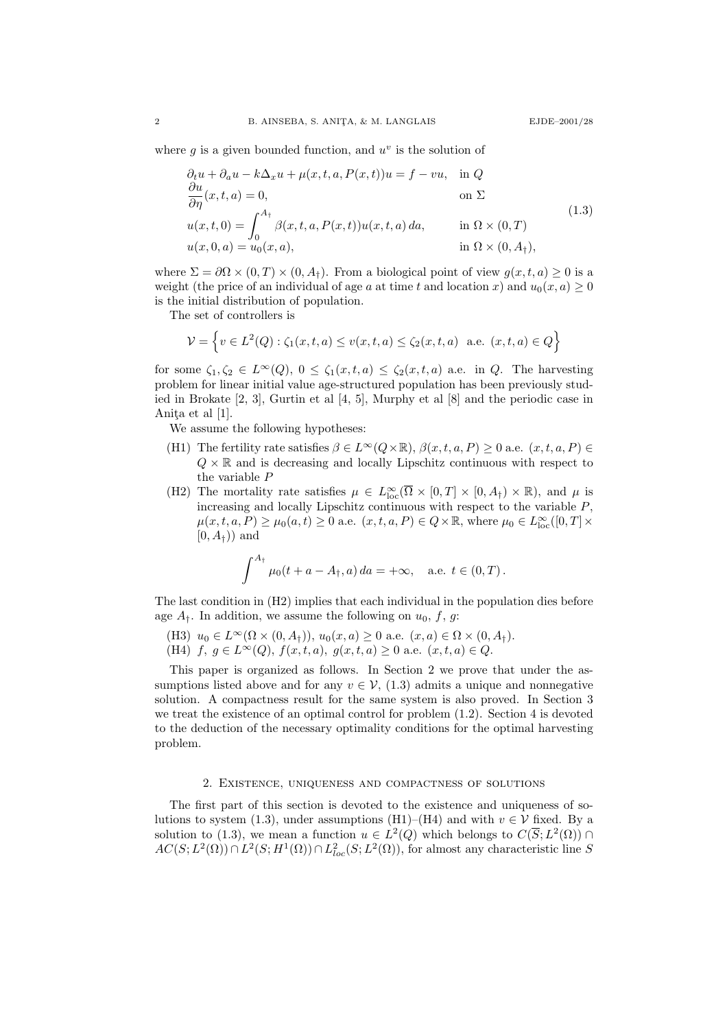where $g$ is a given bounded function, and $u^v$ is the solution of

$$
\begin{aligned}
&\partial_t u + \partial_a u - k\Delta_x u + \mu(x,t,a,P(x,t))u = f - vu, && \text{in } Q\\
&\frac{\partial u}{\partial \eta}(x,t,a) = 0, && \text{on } \Sigma\\
&u(x,t,0) = \int_0^{A_\dagger} \beta(x,t,a,P(x,t))u(x,t,a)\,da, && \text{in } \Omega\times(0,T)\\
&u(x,0,a) = u_0(x,a), && \text{in } \Omega\times(0,A_\dagger),
\end{aligned}
\tag{1.3}
$$

where $\Sigma = \partial\Omega\times(0,T)\times(0,A_\dagger)$. From a biological point of view $g(x,t,a)\geq 0$ is a weight (the price of an individual of age $a$ at time $t$ and location $x$) and $u_0(x,a)\geq 0$ is the initial distribution of population.

The set of controllers is

$$
\mathcal{V} = \Big\{ v\in L^2(Q) : \zeta_1(x,t,a)\leq v(x,t,a)\leq \zeta_2(x,t,a) \;\text{ a.e. } (x,t,a)\in Q\Big\}
$$

for some $\zeta_1,\zeta_2\in L^\infty(Q)$, $0\leq\zeta_1(x,t,a)\leq\zeta_2(x,t,a)$ a.e. in $Q$. The harvesting problem for linear initial value age-structured population has been previously studied in Brokate [2, 3], Gurtin et al [4, 5], Murphy et al [8] and the periodic case in Aniţa et al [1].

We assume the following hypotheses:

- (H1) The fertility rate satisfies $\beta\in L^\infty(Q\times\mathbb{R})$, $\beta(x,t,a,P)\geq 0$ a.e. $(x,t,a,P)\in Q\times\mathbb{R}$ and is decreasing and locally Lipschitz continuous with respect to the variable $P$
- (H2) The mortality rate satisfies $\mu\in L^\infty_{\mathrm{loc}}(\overline{\Omega}\times[0,T]\times[0,A_\dagger)\times\mathbb{R})$, and $\mu$ is increasing and locally Lipschitz continuous with respect to the variable $P$, $\mu(x,t,a,P)\geq\mu_0(a,t)\geq 0$ a.e. $(x,t,a,P)\in Q\times\mathbb{R}$, where $\mu_0\in L^\infty_{\mathrm{loc}}([0,T]\times[0,A_\dagger))$ and

$$
\int^{A_\dagger}\mu_0(t+a-A_\dagger,a)\,da = +\infty, \quad \text{a.e. } t\in(0,T)\,.
$$

The last condition in (H2) implies that each individual in the population dies before age $A_\dagger$. In addition, we assume the following on $u_0$, $f$, $g$:

- (H3) $u_0\in L^\infty(\Omega\times(0,A_\dagger))$, $u_0(x,a)\geq 0$ a.e. $(x,a)\in\Omega\times(0,A_\dagger)$.
- (H4) $f,\ g\in L^\infty(Q)$, $f(x,t,a),\ g(x,t,a)\geq 0$ a.e. $(x,t,a)\in Q$.

This paper is organized as follows. In Section 2 we prove that under the assumptions listed above and for any $v\in\mathcal{V}$, (1.3) admits a unique and nonnegative solution. A compactness result for the same system is also proved. In Section 3 we treat the existence of an optimal control for problem (1.2). Section 4 is devoted to the deduction of the necessary optimality conditions for the optimal harvesting problem.

## 2. Existence, uniqueness and compactness of solutions

The first part of this section is devoted to the existence and uniqueness of solutions to system (1.3), under assumptions (H1)–(H4) and with $v\in\mathcal{V}$ fixed. By a solution to (1.3), we mean a function $u\in L^2(Q)$ which belongs to $C(\overline{S};L^2(\Omega))\cap AC(S;L^2(\Omega))\cap L^2(S;H^1(\Omega))\cap L^2_{loc}(S;L^2(\Omega))$, for almost any characteristic line $S$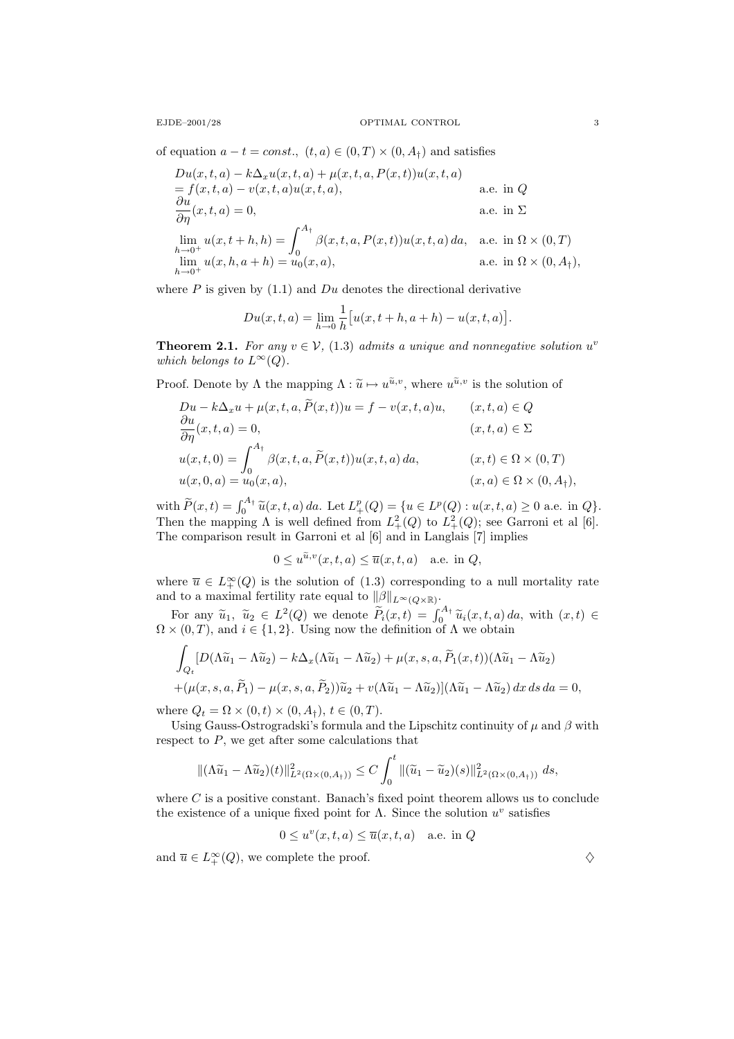of equation $a - t = const.$, $(t, a) \in (0, T) \times (0, A_\dagger)$ and satisfies

$$
\begin{aligned}
& Du(x,t,a) - k\Delta_x u(x,t,a) + \mu(x,t,a,P(x,t))u(x,t,a) \\
& = f(x,t,a) - v(x,t,a)u(x,t,a), && \text{a.e. in } Q \\
& \frac{\partial u}{\partial \eta}(x,t,a) = 0, && \text{a.e. in } \Sigma \\
& \lim_{h \to 0^+} u(x, t+h, h) = \int_0^{A_\dagger} \beta(x,t,a,P(x,t))u(x,t,a)\,da, && \text{a.e. in } \Omega \times (0,T) \\
& \lim_{h \to 0^+} u(x, h, a+h) = u_0(x,a), && \text{a.e. in } \Omega \times (0, A_\dagger),
\end{aligned}
$$

where $P$ is given by (1.1) and $Du$ denotes the directional derivative

$$
Du(x,t,a) = \lim_{h \to 0} \frac{1}{h}\big[u(x, t+h, a+h) - u(x,t,a)\big].
$$

**Theorem 2.1.** *For any $v \in \mathcal{V}$, (1.3) admits a unique and nonnegative solution $u^v$ which belongs to $L^\infty(Q)$.*

Proof. Denote by $\Lambda$ the mapping $\Lambda : \widetilde{u} \mapsto u^{\widetilde{u},v}$, where $u^{\widetilde{u},v}$ is the solution of

$$
\begin{aligned}
& Du - k\Delta_x u + \mu(x,t,a,\widetilde{P}(x,t))u = f - v(x,t,a)u, && (x,t,a) \in Q \\
& \frac{\partial u}{\partial \eta}(x,t,a) = 0, && (x,t,a) \in \Sigma \\
& u(x,t,0) = \int_0^{A_\dagger} \beta(x,t,a,\widetilde{P}(x,t))u(x,t,a)\,da, && (x,t) \in \Omega \times (0,T) \\
& u(x,0,a) = u_0(x,a), && (x,a) \in \Omega \times (0,A_\dagger),
\end{aligned}
$$

with $\widetilde{P}(x,t) = \int_0^{A_\dagger} \widetilde{u}(x,t,a)\,da$. Let $L^p_+(Q) = \{u \in L^p(Q) : u(x,t,a) \geq 0 \text{ a.e. in } Q\}$. Then the mapping $\Lambda$ is well defined from $L^2_+(Q)$ to $L^2_+(Q)$; see Garroni et al [6]. The comparison result in Garroni et al [6] and in Langlais [7] implies

$$
0 \leq u^{\widetilde{u},v}(x,t,a) \leq \overline{u}(x,t,a) \quad \text{a.e. in } Q,
$$

where $\overline{u} \in L^\infty_+(Q)$ is the solution of (1.3) corresponding to a null mortality rate and to a maximal fertility rate equal to $\|\beta\|_{L^\infty(Q \times \mathbb{R})}$.

For any $\widetilde{u}_1, \ \widetilde{u}_2 \in L^2(Q)$ we denote $\widetilde{P}_i(x,t) = \int_0^{A_\dagger} \widetilde{u}_i(x,t,a)\,da$, with $(x,t) \in \Omega \times (0,T)$, and $i \in \{1,2\}$. Using now the definition of $\Lambda$ we obtain

$$
\begin{aligned}
& \int_{Q_t} [D(\Lambda\widetilde{u}_1 - \Lambda\widetilde{u}_2) - k\Delta_x(\Lambda\widetilde{u}_1 - \Lambda\widetilde{u}_2) + \mu(x,s,a,\widetilde{P}_1(x,t))(\Lambda\widetilde{u}_1 - \Lambda\widetilde{u}_2) \\
& + (\mu(x,s,a,\widetilde{P}_1) - \mu(x,s,a,\widetilde{P}_2))\widetilde{u}_2 + v(\Lambda\widetilde{u}_1 - \Lambda\widetilde{u}_2)](\Lambda\widetilde{u}_1 - \Lambda\widetilde{u}_2)\,dx\,ds\,da = 0,
\end{aligned}
$$

where $Q_t = \Omega \times (0,t) \times (0,A_\dagger)$, $t \in (0,T)$.

Using Gauss-Ostrogradski's formula and the Lipschitz continuity of $\mu$ and $\beta$ with respect to $P$, we get after some calculations that

$$
\|(\Lambda\widetilde{u}_1 - \Lambda\widetilde{u}_2)(t)\|^2_{L^2(\Omega \times (0,A_\dagger))} \leq C \int_0^t \|(\widetilde{u}_1 - \widetilde{u}_2)(s)\|^2_{L^2(\Omega \times (0,A_\dagger))}\,ds,
$$

where $C$ is a positive constant. Banach's fixed point theorem allows us to conclude the existence of a unique fixed point for $\Lambda$. Since the solution $u^v$ satisfies

$$
0 \leq u^v(x,t,a) \leq \overline{u}(x,t,a) \quad \text{a.e. in } Q
$$

and $\overline{u} \in L^\infty_+(Q)$, we complete the proof. ♢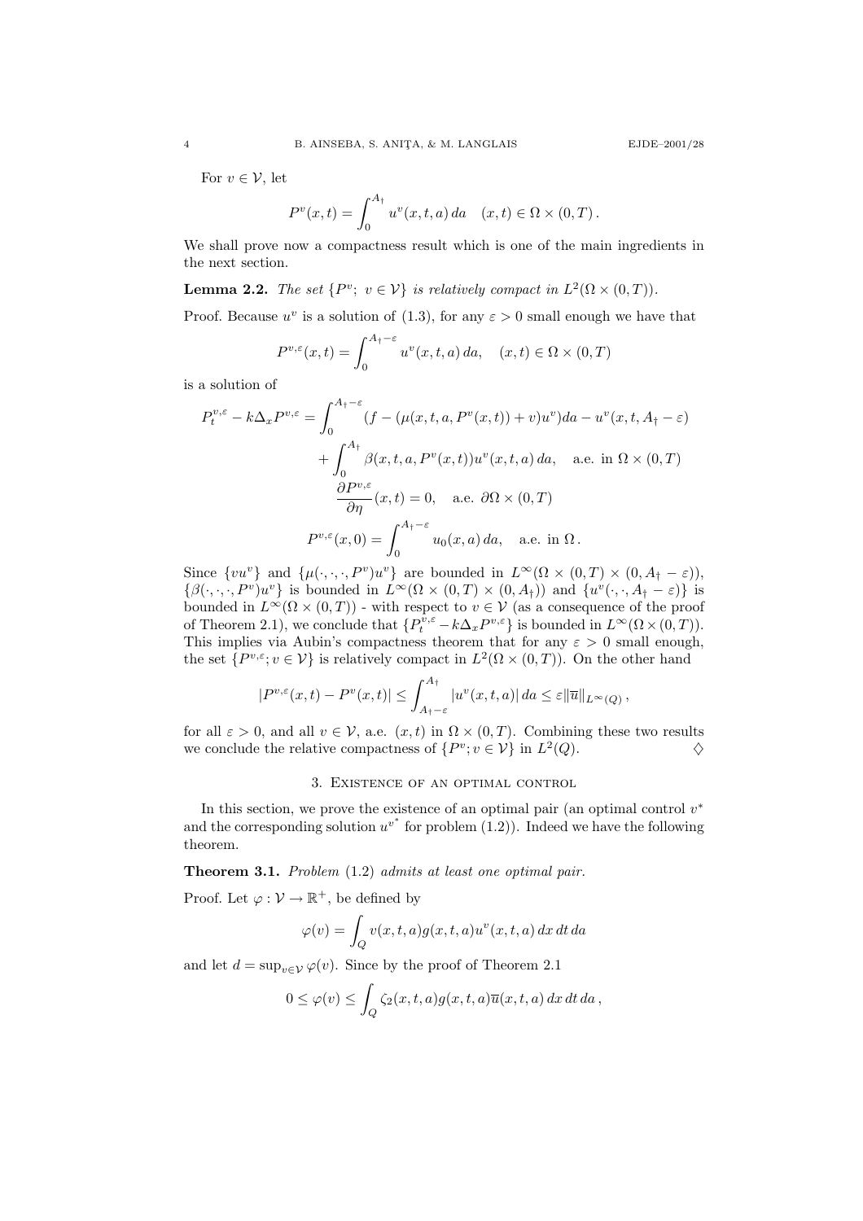For $v \in \mathcal{V}$, let

$$P^v(x,t) = \int_0^{A_\dagger} u^v(x,t,a)\,da \quad (x,t) \in \Omega \times (0,T)\,.$$

We shall prove now a compactness result which is one of the main ingredients in the next section.

**Lemma 2.2.** *The set $\{P^v;\ v \in \mathcal{V}\}$ is relatively compact in $L^2(\Omega \times (0,T))$.*

Proof. Because $u^v$ is a solution of (1.3), for any $\varepsilon > 0$ small enough we have that

$$P^{v,\varepsilon}(x,t) = \int_0^{A_\dagger - \varepsilon} u^v(x,t,a)\,da, \quad (x,t) \in \Omega \times (0,T)$$

is a solution of

$$\begin{gathered}
P_t^{v,\varepsilon} - k\Delta_x P^{v,\varepsilon} = \int_0^{A_\dagger-\varepsilon} (f - (\mu(x,t,a,P^v(x,t)) + v)u^v)da - u^v(x,t,A_\dagger - \varepsilon) \\
+ \int_0^{A_\dagger} \beta(x,t,a,P^v(x,t))u^v(x,t,a)\,da, \quad \text{a.e. in } \Omega \times (0,T) \\
\frac{\partial P^{v,\varepsilon}}{\partial \eta}(x,t) = 0, \quad \text{a.e. } \partial\Omega \times (0,T) \\
P^{v,\varepsilon}(x,0) = \int_0^{A_\dagger-\varepsilon} u_0(x,a)\,da, \quad \text{a.e. in } \Omega\,.
\end{gathered}$$

Since $\{vu^v\}$ and $\{\mu(\cdot,\cdot,\cdot,P^v)u^v\}$ are bounded in $L^\infty(\Omega \times (0,T) \times (0,A_\dagger - \varepsilon))$, $\{\beta(\cdot,\cdot,\cdot,P^v)u^v\}$ is bounded in $L^\infty(\Omega \times (0,T) \times (0,A_\dagger))$ and $\{u^v(\cdot,\cdot,A_\dagger - \varepsilon)\}$ is bounded in $L^\infty(\Omega \times (0,T))$ - with respect to $v \in \mathcal{V}$ (as a consequence of the proof of Theorem 2.1), we conclude that $\{P_t^{v,\varepsilon} - k\Delta_x P^{v,\varepsilon}\}$ is bounded in $L^\infty(\Omega \times (0,T))$. This implies via Aubin's compactness theorem that for any $\varepsilon > 0$ small enough, the set $\{P^{v,\varepsilon}; v \in \mathcal{V}\}$ is relatively compact in $L^2(\Omega \times (0,T))$. On the other hand

$$|P^{v,\varepsilon}(x,t) - P^v(x,t)| \le \int_{A_\dagger - \varepsilon}^{A_\dagger} |u^v(x,t,a)|\,da \le \varepsilon \|\overline{u}\|_{L^\infty(Q)}\,,$$

for all $\varepsilon > 0$, and all $v \in \mathcal{V}$, a.e. $(x,t)$ in $\Omega \times (0,T)$. Combining these two results we conclude the relative compactness of $\{P^v; v \in \mathcal{V}\}$ in $L^2(Q)$. $\diamondsuit$

## 3. Existence of an optimal control

In this section, we prove the existence of an optimal pair (an optimal control $v^*$ and the corresponding solution $u^{v^*}$ for problem (1.2)). Indeed we have the following theorem.

**Theorem 3.1.** *Problem* (1.2) *admits at least one optimal pair.*

Proof. Let $\varphi : \mathcal{V} \to \mathbb{R}^+$, be defined by

$$\varphi(v) = \int_Q v(x,t,a)g(x,t,a)u^v(x,t,a)\,dx\,dt\,da$$

and let $d = \sup_{v \in \mathcal{V}} \varphi(v)$. Since by the proof of Theorem 2.1

$$0 \le \varphi(v) \le \int_Q \zeta_2(x,t,a)g(x,t,a)\overline{u}(x,t,a)\,dx\,dt\,da\,,$$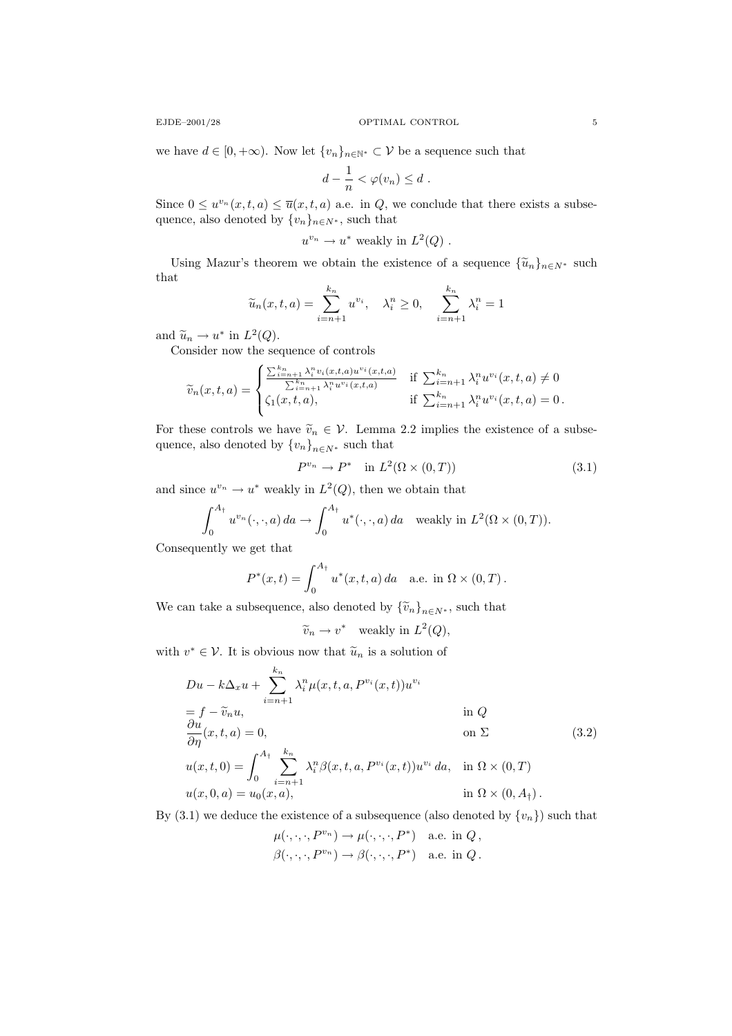we have $d \in [0, +\infty)$. Now let $\{v_n\}_{n\in\mathbb{N}^*} \subset \mathcal{V}$ be a sequence such that

$$d - \frac{1}{n} < \varphi(v_n) \le d\ .$$

Since $0 \le u^{v_n}(x,t,a) \le \overline{u}(x,t,a)$ a.e. in $Q$, we conclude that there exists a subsequence, also denoted by $\{v_n\}_{n\in N^*}$, such that

$$u^{v_n} \to u^* \text{ weakly in } L^2(Q)\ .$$

Using Mazur's theorem we obtain the existence of a sequence $\{\widetilde{u}_n\}_{n\in N^*}$ such that

$$\widetilde{u}_n(x,t,a) = \sum_{i=n+1}^{k_n} u^{v_i}, \quad \lambda_i^n \ge 0, \quad \sum_{i=n+1}^{k_n} \lambda_i^n = 1$$

and $\widetilde{u}_n \to u^*$ in $L^2(Q)$.

Consider now the sequence of controls

$$\widetilde{v}_n(x,t,a) = \begin{cases} \frac{\sum_{i=n+1}^{k_n} \lambda_i^n v_i(x,t,a) u^{v_i}(x,t,a)}{\sum_{i=n+1}^{k_n} \lambda_i^n u^{v_i}(x,t,a)} & \text{if } \sum_{i=n+1}^{k_n} \lambda_i^n u^{v_i}(x,t,a) \ne 0 \\ \zeta_1(x,t,a), & \text{if } \sum_{i=n+1}^{k_n} \lambda_i^n u^{v_i}(x,t,a) = 0\,. \end{cases}$$

For these controls we have $\widetilde{v}_n \in \mathcal{V}$. Lemma 2.2 implies the existence of a subsequence, also denoted by $\{v_n\}_{n\in N^*}$ such that

$$P^{v_n} \to P^* \quad \text{in } L^2(\Omega \times (0,T)) \tag{3.1}$$

and since $u^{v_n} \to u^*$ weakly in $L^2(Q)$, then we obtain that

$$\int_0^{A_\dagger} u^{v_n}(\cdot,\cdot,a)\,da \to \int_0^{A_\dagger} u^*(\cdot,\cdot,a)\,da \quad \text{weakly in } L^2(\Omega \times (0,T)).$$

Consequently we get that

$$P^*(x,t) = \int_0^{A_\dagger} u^*(x,t,a)\,da \quad \text{a.e. in } \Omega \times (0,T)\,.$$

We can take a subsequence, also denoted by $\{\widetilde{v}_n\}_{n\in N^*}$, such that

$$\widetilde{v}_n \to v^* \quad \text{weakly in } L^2(Q),$$

with $v^* \in \mathcal{V}$. It is obvious now that $\widetilde{u}_n$ is a solution of

$$\begin{aligned} & Du - k\Delta_x u + \sum_{i=n+1}^{k_n} \lambda_i^n \mu(x,t,a,P^{v_i}(x,t)) u^{v_i} \\ & = f - \widetilde{v}_n u, && \text{in } Q \\ & \frac{\partial u}{\partial \eta}(x,t,a) = 0, && \text{on } \Sigma \\ & u(x,t,0) = \int_0^{A_\dagger} \sum_{i=n+1}^{k_n} \lambda_i^n \beta(x,t,a,P^{v_i}(x,t)) u^{v_i}\,da, && \text{in } \Omega \times (0,T) \\ & u(x,0,a) = u_0(x,a), && \text{in } \Omega \times (0,A_\dagger)\,. \end{aligned} \tag{3.2}$$

By (3.1) we deduce the existence of a subsequence (also denoted by $\{v_n\}$) such that

$$\mu(\cdot,\cdot,\cdot,P^{v_n}) \to \mu(\cdot,\cdot,\cdot,P^*) \quad \text{a.e. in } Q\,,$$
$$\beta(\cdot,\cdot,\cdot,P^{v_n}) \to \beta(\cdot,\cdot,\cdot,P^*) \quad \text{a.e. in } Q\,.$$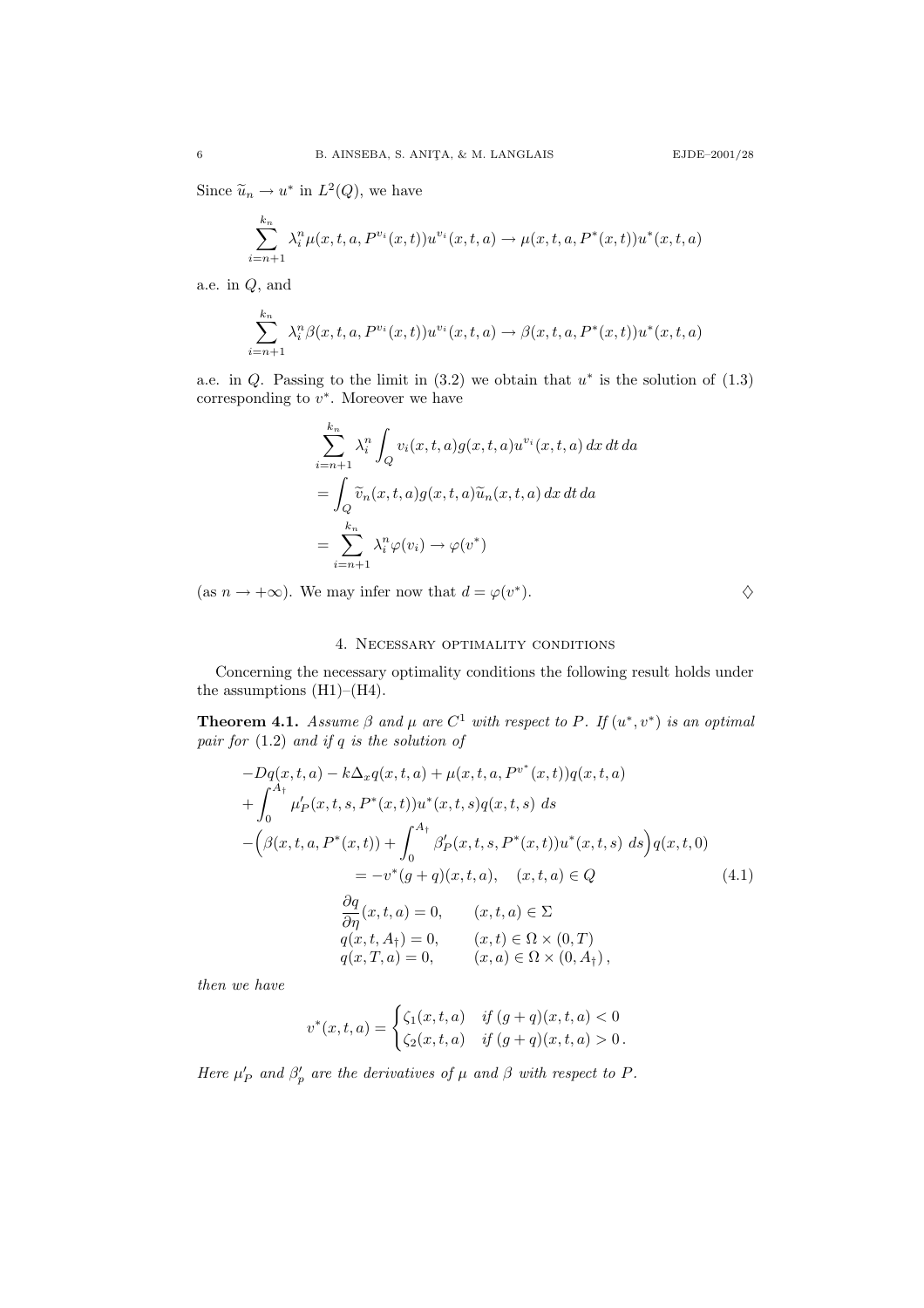Since $\widetilde{u}_n \to u^*$ in $L^2(Q)$, we have

$$\sum_{i=n+1}^{k_n} \lambda_i^n \mu(x,t,a,P^{v_i}(x,t)) u^{v_i}(x,t,a) \to \mu(x,t,a,P^*(x,t)) u^*(x,t,a)$$

a.e. in $Q$, and

$$\sum_{i=n+1}^{k_n} \lambda_i^n \beta(x,t,a,P^{v_i}(x,t)) u^{v_i}(x,t,a) \to \beta(x,t,a,P^*(x,t)) u^*(x,t,a)$$

a.e. in $Q$. Passing to the limit in (3.2) we obtain that $u^*$ is the solution of (1.3) corresponding to $v^*$. Moreover we have

$$\begin{aligned}
&\sum_{i=n+1}^{k_n} \lambda_i^n \int_Q v_i(x,t,a) g(x,t,a) u^{v_i}(x,t,a)\, dx\, dt\, da \\
&= \int_Q \widetilde{v}_n(x,t,a) g(x,t,a) \widetilde{u}_n(x,t,a)\, dx\, dt\, da \\
&= \sum_{i=n+1}^{k_n} \lambda_i^n \varphi(v_i) \to \varphi(v^*)
\end{aligned}$$

(as $n \to +\infty$). We may infer now that $d = \varphi(v^*)$. ♢

## 4. Necessary optimality conditions

Concerning the necessary optimality conditions the following result holds under the assumptions (H1)–(H4).

**Theorem 4.1.** *Assume $\beta$ and $\mu$ are $C^1$ with respect to $P$. If $(u^*, v^*)$ is an optimal pair for* (1.2) *and if $q$ is the solution of*

$$\begin{gathered}
-Dq(x,t,a) - k\Delta_x q(x,t,a) + \mu(x,t,a,P^{v^*}(x,t)) q(x,t,a) \\
+ \int_0^{A_\dagger} \mu'_P(x,t,s,P^*(x,t)) u^*(x,t,s) q(x,t,s)\, ds \\
-\Big(\beta(x,t,a,P^*(x,t)) + \int_0^{A_\dagger} \beta'_P(x,t,s,P^*(x,t)) u^*(x,t,s)\, ds\Big) q(x,t,0) \\
= -v^*(g+q)(x,t,a), \quad (x,t,a) \in Q \qquad (4.1) \\
\frac{\partial q}{\partial \eta}(x,t,a) = 0, \qquad (x,t,a) \in \Sigma \\
q(x,t,A_\dagger) = 0, \qquad (x,t) \in \Omega \times (0,T) \\
q(x,T,a) = 0, \qquad (x,a) \in \Omega \times (0,A_\dagger),
\end{gathered}$$

*then we have*

$$v^*(x,t,a) = \begin{cases} \zeta_1(x,t,a) & \text{if } (g+q)(x,t,a) < 0 \\ \zeta_2(x,t,a) & \text{if } (g+q)(x,t,a) > 0\,. \end{cases}$$

*Here $\mu'_P$ and $\beta'_p$ are the derivatives of $\mu$ and $\beta$ with respect to $P$.*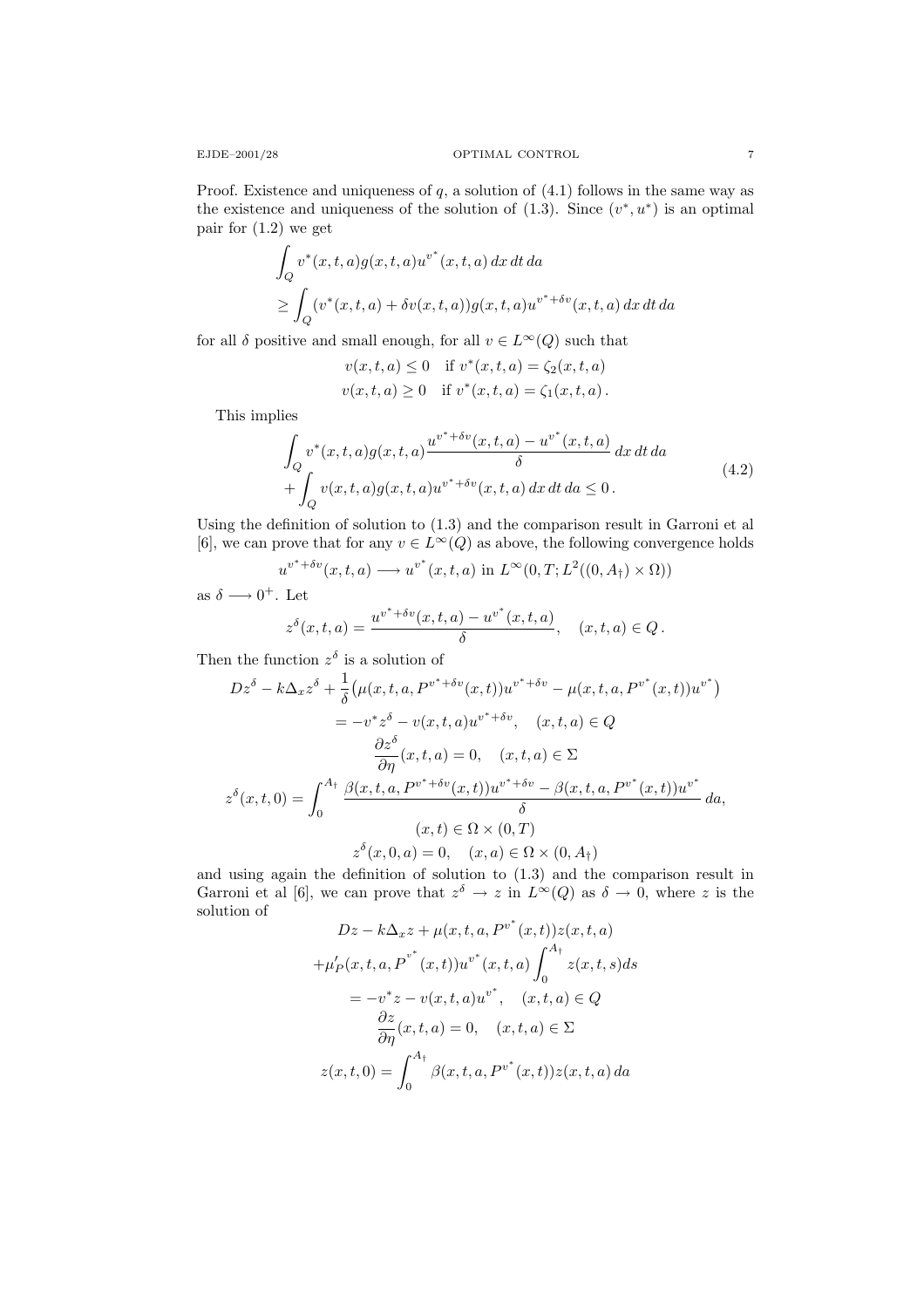Proof. Existence and uniqueness of $q$, a solution of (4.1) follows in the same way as the existence and uniqueness of the solution of (1.3). Since $(v^*, u^*)$ is an optimal pair for (1.2) we get

$$
\begin{aligned}
&\int_Q v^*(x,t,a) g(x,t,a) u^{v^*}(x,t,a)\, dx\, dt\, da \\
&\geq \int_Q (v^*(x,t,a) + \delta v(x,t,a)) g(x,t,a) u^{v^*+\delta v}(x,t,a)\, dx\, dt\, da
\end{aligned}
$$

for all $\delta$ positive and small enough, for all $v \in L^\infty(Q)$ such that

$$
\begin{aligned}
v(x,t,a) \leq 0 \quad &\text{if } v^*(x,t,a) = \zeta_2(x,t,a) \\
v(x,t,a) \geq 0 \quad &\text{if } v^*(x,t,a) = \zeta_1(x,t,a)\,.
\end{aligned}
$$

This implies

$$
\begin{aligned}
&\int_Q v^*(x,t,a) g(x,t,a) \frac{u^{v^*+\delta v}(x,t,a) - u^{v^*}(x,t,a)}{\delta}\, dx\, dt\, da \\
&+ \int_Q v(x,t,a) g(x,t,a) u^{v^*+\delta v}(x,t,a)\, dx\, dt\, da \leq 0\,.
\end{aligned}
\tag{4.2}
$$

Using the definition of solution to (1.3) and the comparison result in Garroni et al [6], we can prove that for any $v \in L^\infty(Q)$ as above, the following convergence holds

$$
u^{v^*+\delta v}(x,t,a) \longrightarrow u^{v^*}(x,t,a) \text{ in } L^\infty(0,T; L^2((0,A_\dagger) \times \Omega))
$$

as $\delta \longrightarrow 0^+$. Let

$$
z^\delta(x,t,a) = \frac{u^{v^*+\delta v}(x,t,a) - u^{v^*}(x,t,a)}{\delta}, \quad (x,t,a) \in Q\,.
$$

Then the function $z^\delta$ is a solution of

$$
\begin{gathered}
Dz^\delta - k\Delta_x z^\delta + \frac{1}{\delta}\big(\mu(x,t,a,P^{v^*+\delta v}(x,t)) u^{v^*+\delta v} - \mu(x,t,a,P^{v^*}(x,t)) u^{v^*}\big) \\
= -v^* z^\delta - v(x,t,a) u^{v^*+\delta v}, \quad (x,t,a) \in Q \\
\frac{\partial z^\delta}{\partial \eta}(x,t,a) = 0, \quad (x,t,a) \in \Sigma \\
z^\delta(x,t,0) = \int_0^{A_\dagger} \frac{\beta(x,t,a,P^{v^*+\delta v}(x,t)) u^{v^*+\delta v} - \beta(x,t,a,P^{v^*}(x,t)) u^{v^*}}{\delta}\, da, \\
(x,t) \in \Omega \times (0,T) \\
z^\delta(x,0,a) = 0, \quad (x,a) \in \Omega \times (0,A_\dagger)
\end{gathered}
$$

and using again the definition of solution to (1.3) and the comparison result in Garroni et al [6], we can prove that $z^\delta \to z$ in $L^\infty(Q)$ as $\delta \to 0$, where $z$ is the solution of

$$
\begin{gathered}
Dz - k\Delta_x z + \mu(x,t,a,P^{v^*}(x,t)) z(x,t,a) \\
+ \mu'_P(x,t,a,P^{v^*}(x,t)) u^{v^*}(x,t,a) \int_0^{A_\dagger} z(x,t,s)\, ds \\
= -v^* z - v(x,t,a) u^{v^*}, \quad (x,t,a) \in Q \\
\frac{\partial z}{\partial \eta}(x,t,a) = 0, \quad (x,t,a) \in \Sigma \\
z(x,t,0) = \int_0^{A_\dagger} \beta(x,t,a,P^{v^*}(x,t)) z(x,t,a)\, da
\end{gathered}
$$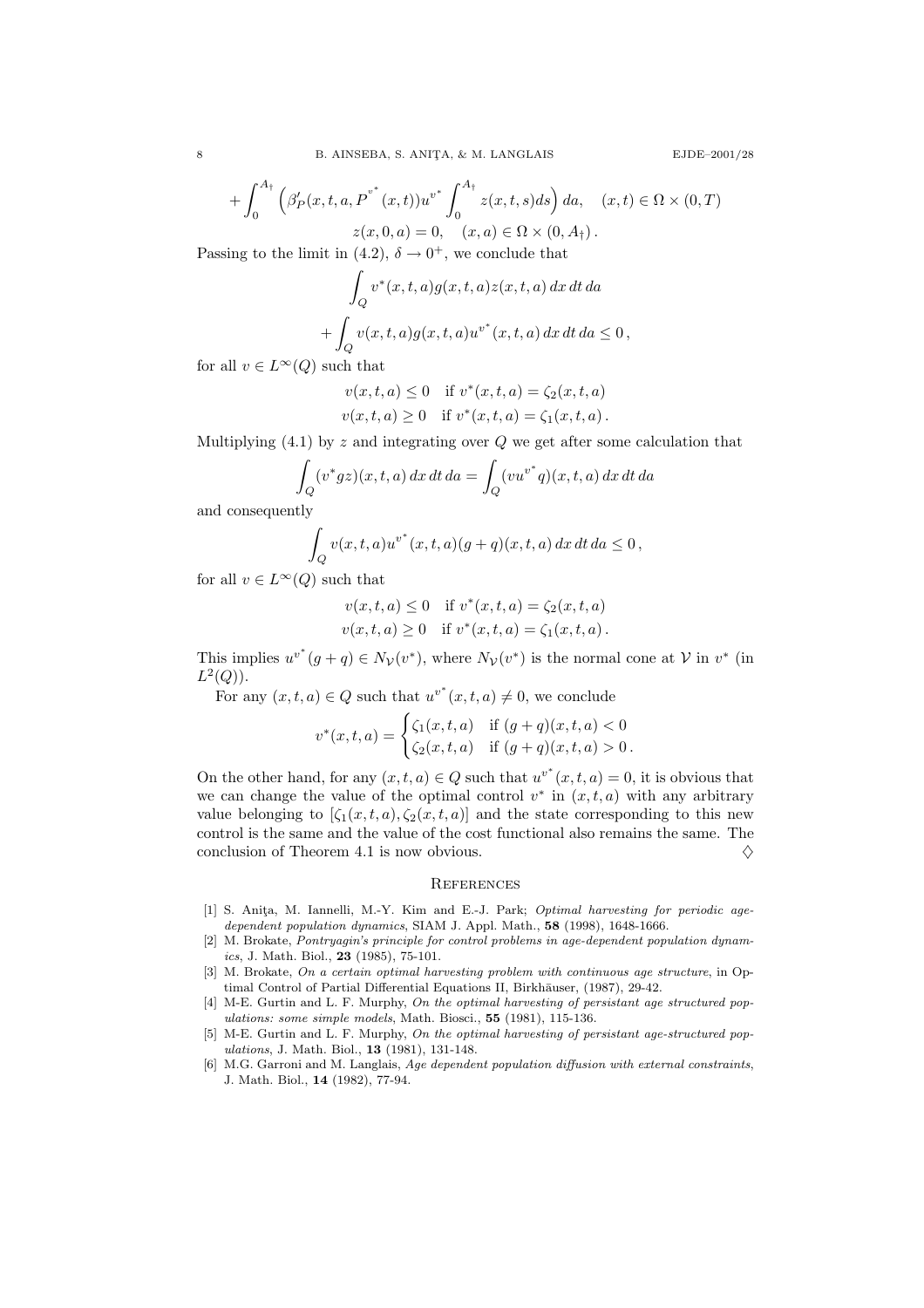$$+\int_0^{A_\dagger} \Big(\beta_P'(x,t,a,P^{v^*}(x,t))u^{v^*}\int_0^{A_\dagger} z(x,t,s)ds\Big)\,da, \quad (x,t)\in\Omega\times(0,T)$$

$$z(x,0,a)=0, \quad (x,a)\in\Omega\times(0,A_\dagger)\,.$$

Passing to the limit in (4.2), $\delta\to 0^+$, we conclude that

$$\int_Q v^*(x,t,a)g(x,t,a)z(x,t,a)\,dx\,dt\,da$$

$$+\int_Q v(x,t,a)g(x,t,a)u^{v^*}(x,t,a)\,dx\,dt\,da \le 0\,,$$

for all $v\in L^\infty(Q)$ such that

$$v(x,t,a)\le 0 \quad \text{if } v^*(x,t,a)=\zeta_2(x,t,a)$$
$$v(x,t,a)\ge 0 \quad \text{if } v^*(x,t,a)=\zeta_1(x,t,a)\,.$$

Multiplying (4.1) by $z$ and integrating over $Q$ we get after some calculation that

$$\int_Q (v^*gz)(x,t,a)\,dx\,dt\,da=\int_Q (vu^{v^*}q)(x,t,a)\,dx\,dt\,da$$

and consequently

$$\int_Q v(x,t,a)u^{v^*}(x,t,a)(g+q)(x,t,a)\,dx\,dt\,da\le 0\,,$$

for all $v\in L^\infty(Q)$ such that

$$v(x,t,a)\le 0 \quad \text{if } v^*(x,t,a)=\zeta_2(x,t,a)$$
$$v(x,t,a)\ge 0 \quad \text{if } v^*(x,t,a)=\zeta_1(x,t,a)\,.$$

This implies $u^{v^*}(g+q)\in N_{\mathcal V}(v^*)$, where $N_{\mathcal V}(v^*)$ is the normal cone at $\mathcal V$ in $v^*$ (in $L^2(Q)$).

For any $(x,t,a)\in Q$ such that $u^{v^*}(x,t,a)\neq 0$, we conclude

$$v^*(x,t,a)=\begin{cases}\zeta_1(x,t,a) & \text{if } (g+q)(x,t,a)<0\\ \zeta_2(x,t,a) & \text{if } (g+q)(x,t,a)>0\,.\end{cases}$$

On the other hand, for any $(x,t,a)\in Q$ such that $u^{v^*}(x,t,a)=0$, it is obvious that we can change the value of the optimal control $v^*$ in $(x,t,a)$ with any arbitrary value belonging to $[\zeta_1(x,t,a),\zeta_2(x,t,a)]$ and the state corresponding to this new control is the same and the value of the cost functional also remains the same. The conclusion of Theorem 4.1 is now obvious. $\diamondsuit$

## References

[1] S. Aniţa, M. Iannelli, M.-Y. Kim and E.-J. Park; *Optimal harvesting for periodic age-dependent population dynamics*, SIAM J. Appl. Math., **58** (1998), 1648-1666.

[2] M. Brokate, *Pontryagin's principle for control problems in age-dependent population dynamics*, J. Math. Biol., **23** (1985), 75-101.

[3] M. Brokate, *On a certain optimal harvesting problem with continuous age structure*, in Optimal Control of Partial Differential Equations II, Birkhäuser, (1987), 29-42.

[4] M-E. Gurtin and L. F. Murphy, *On the optimal harvesting of persistant age structured populations: some simple models*, Math. Biosci., **55** (1981), 115-136.

[5] M-E. Gurtin and L. F. Murphy, *On the optimal harvesting of persistant age-structured populations*, J. Math. Biol., **13** (1981), 131-148.

[6] M.G. Garroni and M. Langlais, *Age dependent population diffusion with external constraints*, J. Math. Biol., **14** (1982), 77-94.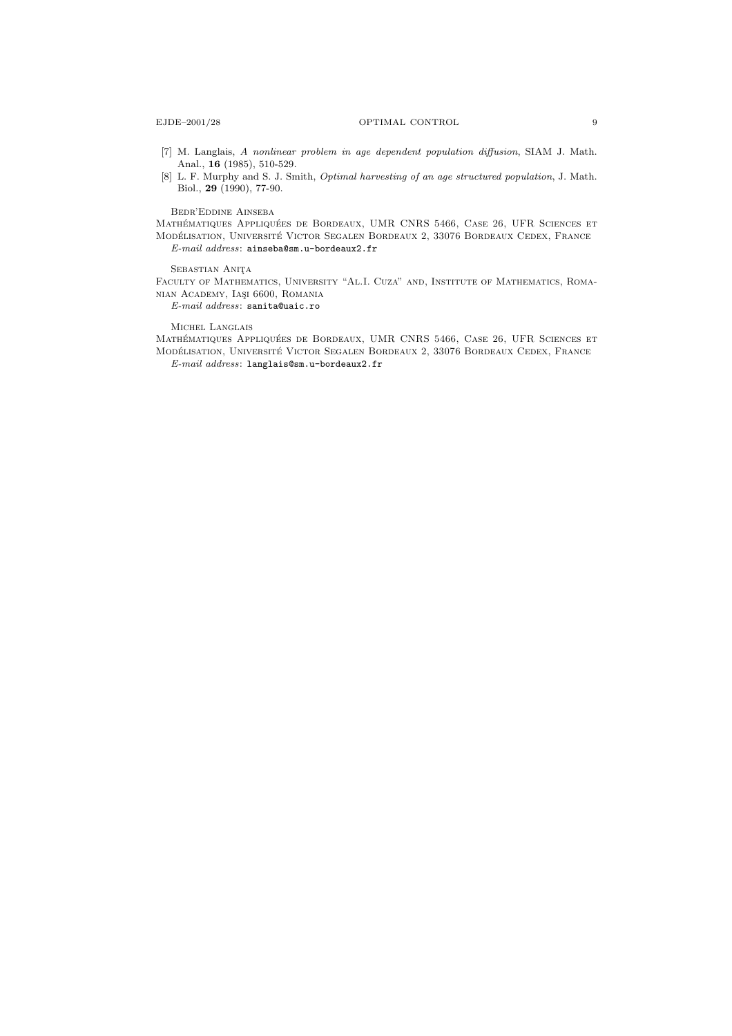[7] M. Langlais, *A nonlinear problem in age dependent population diffusion*, SIAM J. Math. Anal., **16** (1985), 510-529.

[8] L. F. Murphy and S. J. Smith, *Optimal harvesting of an age structured population*, J. Math. Biol., **29** (1990), 77-90.

Bedr'Eddine Ainseba

Mathématiques Appliquées de Bordeaux, UMR CNRS 5466, Case 26, UFR Sciences et Modélisation, Université Victor Segalen Bordeaux 2, 33076 Bordeaux Cedex, France

*E-mail address*: ainseba@sm.u-bordeaux2.fr

Sebastian Aniţa

Faculty of Mathematics, University "Al.I. Cuza" and, Institute of Mathematics, Romanian Academy, Iaşi 6600, Romania

*E-mail address*: sanita@uaic.ro

Michel Langlais

Mathématiques Appliquées de Bordeaux, UMR CNRS 5466, Case 26, UFR Sciences et Modélisation, Université Victor Segalen Bordeaux 2, 33076 Bordeaux Cedex, France

*E-mail address*: langlais@sm.u-bordeaux2.fr